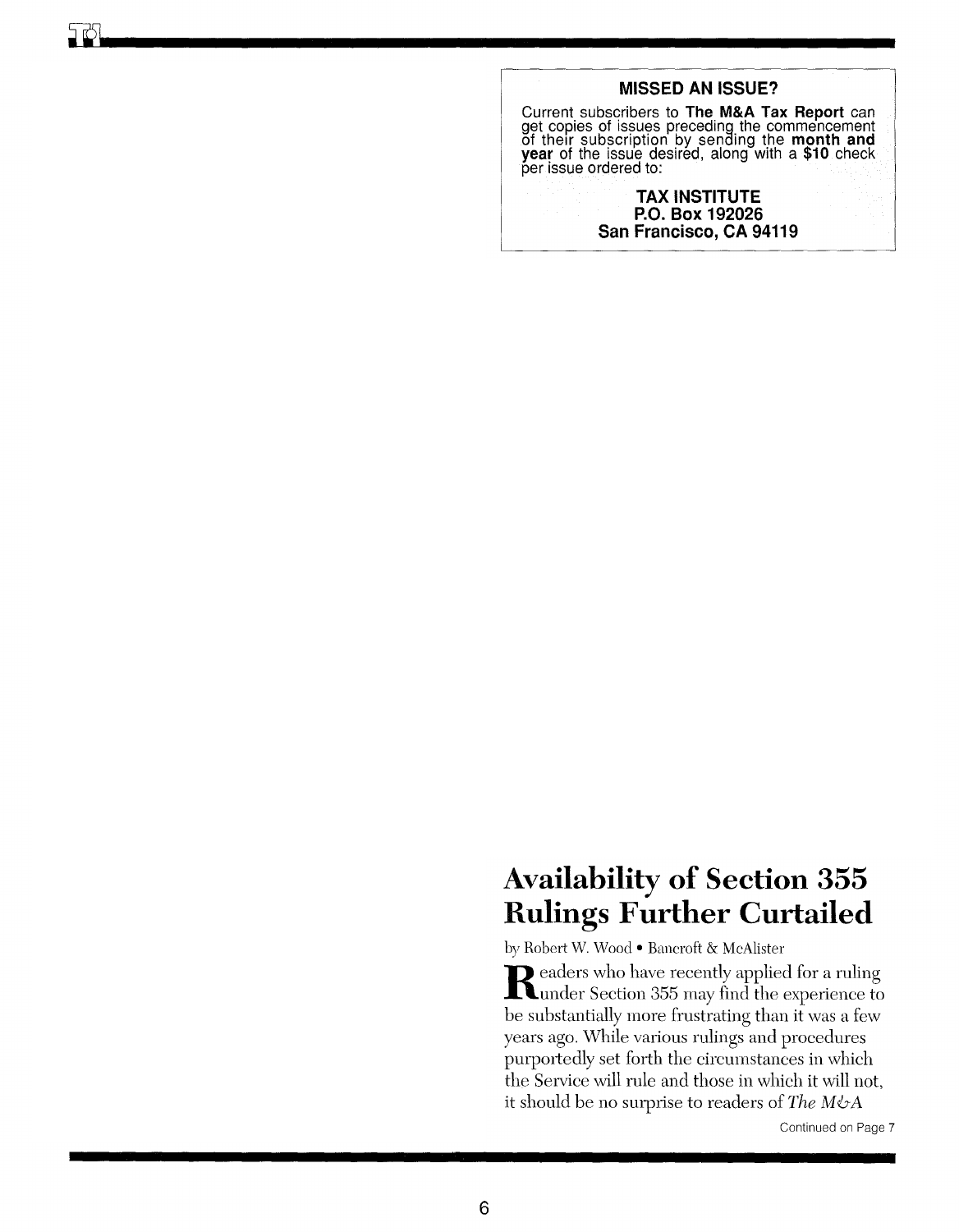**MISSED AN ISSUE?**

Current subscribers to **The M&A Tax Report** can get copies of issues preceding the commencement of their subscription by sending the **month and year** of the issue desired, along with a **$10** check per issue ordered to:

**TAX INSTITUTE**
**P.O. Box 192026**
**San Francisco, CA 94119**

# Availability of Section 355 Rulings Further Curtailed

by Robert W. Wood • Bancroft & McAlister

Readers who have recently applied for a ruling under Section 355 may find the experience to be substantially more frustrating than it was a few years ago. While various rulings and procedures purportedly set forth the circumstances in which the Service will rule and those in which it will not, it should be no surprise to readers of *The M&A*

Continued on Page 7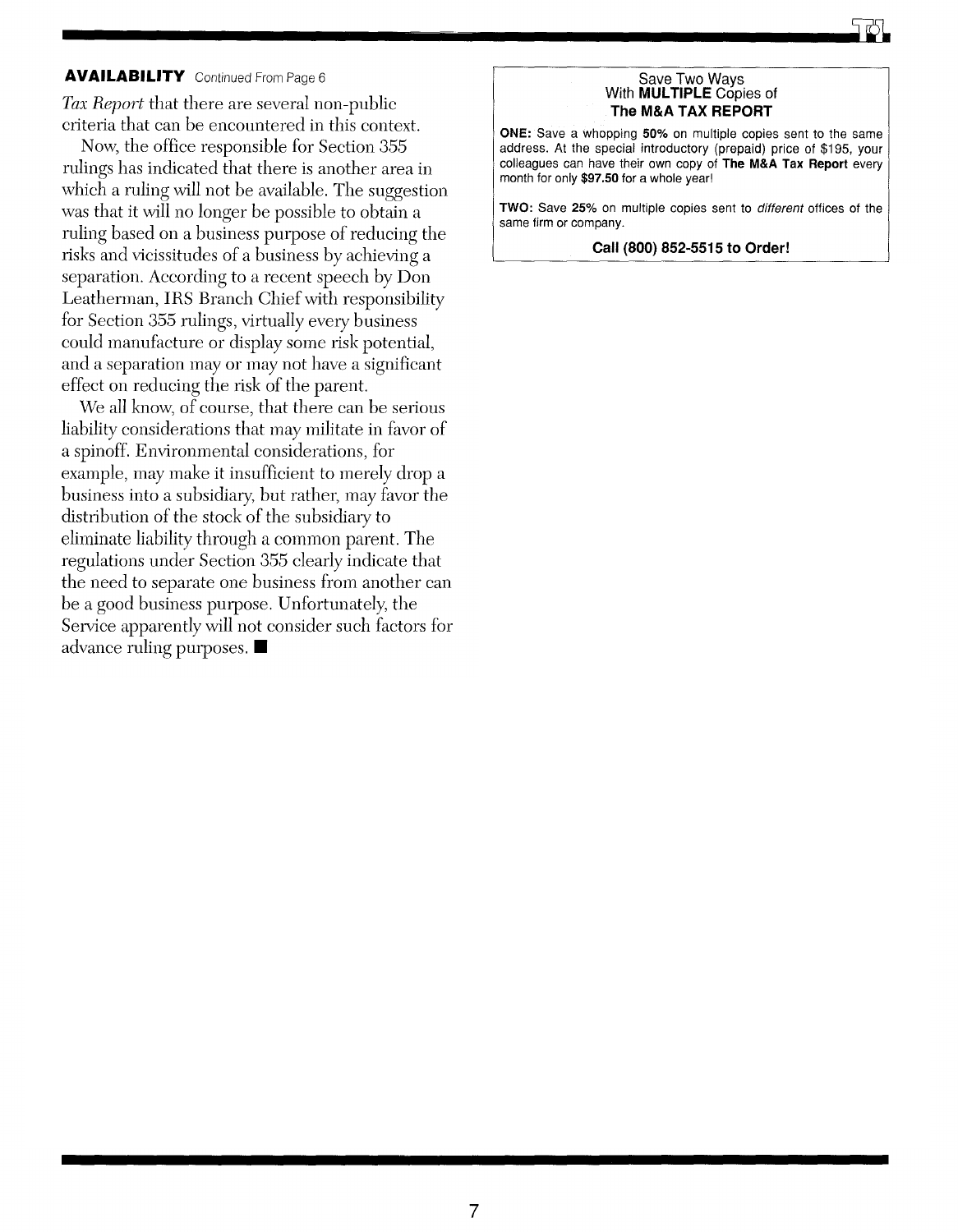**AVAILABILITY** Continued From Page 6

*Tax Report* that there are several non-public criteria that can be encountered in this context.

Now, the office responsible for Section 355 rulings has indicated that there is another area in which a ruling will not be available. The suggestion was that it will no longer be possible to obtain a ruling based on a business purpose of reducing the risks and vicissitudes of a business by achieving a separation. According to a recent speech by Don Leatherman, IRS Branch Chief with responsibility for Section 355 rulings, virtually every business could manufacture or display some risk potential, and a separation may or may not have a significant effect on reducing the risk of the parent.

We all know, of course, that there can be serious liability considerations that may militate in favor of a spinoff. Environmental considerations, for example, may make it insufficient to merely drop a business into a subsidiary, but rather, may favor the distribution of the stock of the subsidiary to eliminate liability through a common parent. The regulations under Section 355 clearly indicate that the need to separate one business from another can be a good business purpose. Unfortunately, the Service apparently will not consider such factors for advance ruling purposes. ■

Save Two Ways
With **MULTIPLE** Copies of
**The M&A TAX REPORT**

**ONE:** Save a whopping **50%** on multiple copies sent to the same address. At the special introductory (prepaid) price of $195, your colleagues can have their own copy of **The M&A Tax Report** every month for only **$97.50** for a whole year!

**TWO:** Save **25%** on multiple copies sent to *different* offices of the same firm or company.

**Call (800) 852-5515 to Order!**